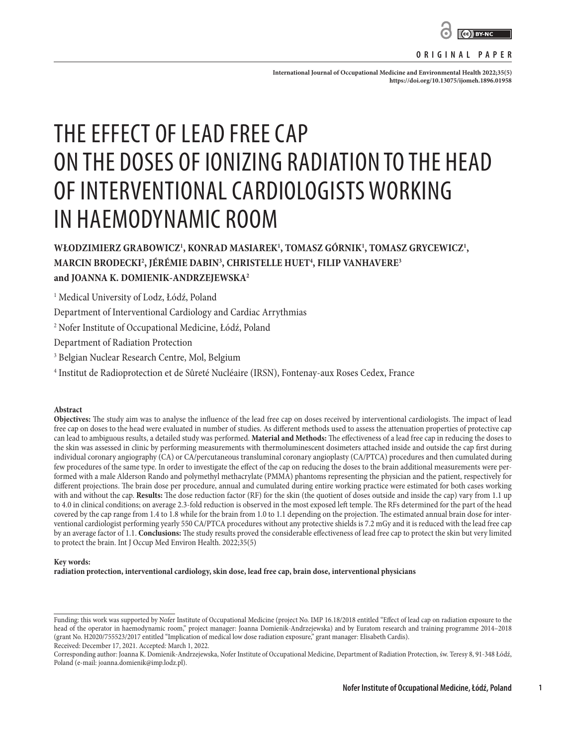ORIGINAL PAPER

International Journal of Occupational Medicine and Environmental Health 2022;35(5)
https://doi.org/10.13075/ijomeh.1896.01958

# THE EFFECT OF LEAD FREE CAP ON THE DOSES OF IONIZING RADIATION TO THE HEAD OF INTERVENTIONAL CARDIOLOGISTS WORKING IN HAEMODYNAMIC ROOM

**WŁODZIMIERZ GRABOWICZ[1], KONRAD MASIAREK[1], TOMASZ GÓRNIK[1], TOMASZ GRYCEWICZ[1], MARCIN BRODECKI[2], JÉRÉMIE DABIN[3], CHRISTELLE HUET[4], FILIP VANHAVERE[3] and JOANNA K. DOMIENIK-ANDRZEJEWSKA[2]**

[1] Medical University of Lodz, Łódź, Poland
Department of Interventional Cardiology and Cardiac Arrythmias
[2] Nofer Institute of Occupational Medicine, Łódź, Poland
Department of Radiation Protection
[3] Belgian Nuclear Research Centre, Mol, Belgium
[4] Institut de Radioprotection et de Sûreté Nucléaire (IRSN), Fontenay-aux Roses Cedex, France

**Abstract**

**Objectives:** The study aim was to analyse the influence of the lead free cap on doses received by interventional cardiologists. The impact of lead free cap on doses to the head were evaluated in number of studies. As different methods used to assess the attenuation properties of protective cap can lead to ambiguous results, a detailed study was performed. **Material and Methods:** The effectiveness of a lead free cap in reducing the doses to the skin was assessed in clinic by performing measurements with thermoluminescent dosimeters attached inside and outside the cap first during individual coronary angiography (CA) or CA/percutaneous transluminal coronary angioplasty (CA/PTCA) procedures and then cumulated during few procedures of the same type. In order to investigate the effect of the cap on reducing the doses to the brain additional measurements were performed with a male Alderson Rando and polymethyl methacrylate (PMMA) phantoms representing the physician and the patient, respectively for different projections. The brain dose per procedure, annual and cumulated during entire working practice were estimated for both cases working with and without the cap. **Results:** The dose reduction factor (RF) for the skin (the quotient of doses outside and inside the cap) vary from 1.1 up to 4.0 in clinical conditions; on average 2.3-fold reduction is observed in the most exposed left temple. The RFs determined for the part of the head covered by the cap range from 1.4 to 1.8 while for the brain from 1.0 to 1.1 depending on the projection. The estimated annual brain dose for interventional cardiologist performing yearly 550 CA/PTCA procedures without any protective shields is 7.2 mGy and it is reduced with the lead free cap by an average factor of 1.1. **Conclusions:** The study results proved the considerable effectiveness of lead free cap to protect the skin but very limited to protect the brain. Int J Occup Med Environ Health. 2022;35(5)

**Key words:**
**radiation protection, interventional cardiology, skin dose, lead free cap, brain dose, interventional physicians**

Funding: this work was supported by Nofer Institute of Occupational Medicine (project No. IMP 16.18/2018 entitled "Effect of lead cap on radiation exposure to the head of the operator in haemodynamic room," project manager: Joanna Domienik-Andrzejewska) and by Euratom research and training programme 2014–2018 (grant No. H2020/755523/2017 entitled "Implication of medical low dose radiation exposure," grant manager: Elisabeth Cardis).
Received: December 17, 2021. Accepted: March 1, 2022.
Corresponding author: Joanna K. Domienik-Andrzejewska, Nofer Institute of Occupational Medicine, Department of Radiation Protection, św. Teresy 8, 91-348 Łódź, Poland (e-mail: joanna.domienik@imp.lodz.pl).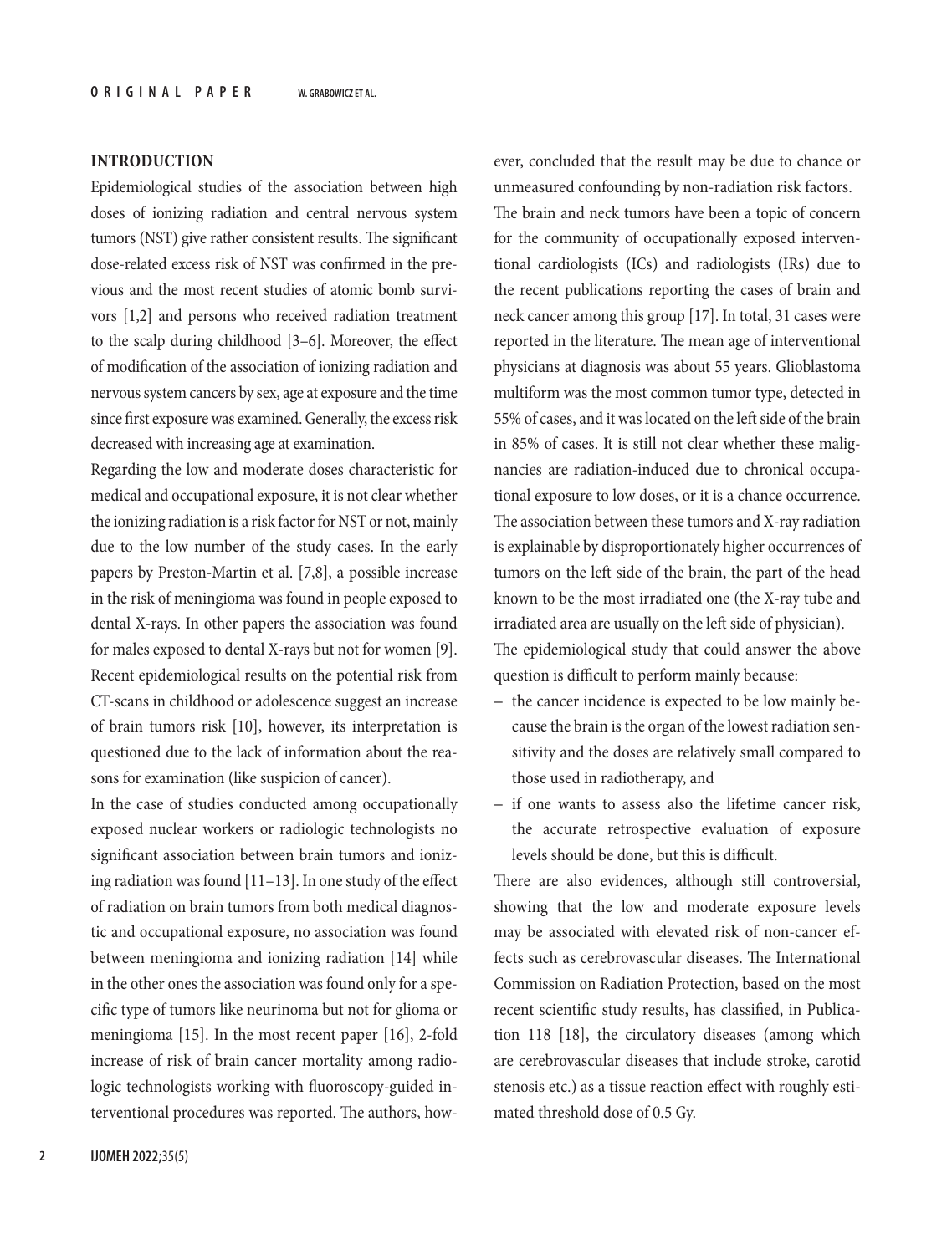## INTRODUCTION

Epidemiological studies of the association between high doses of ionizing radiation and central nervous system tumors (NST) give rather consistent results. The significant dose-related excess risk of NST was confirmed in the previous and the most recent studies of atomic bomb survivors [1,2] and persons who received radiation treatment to the scalp during childhood [3–6]. Moreover, the effect of modification of the association of ionizing radiation and nervous system cancers by sex, age at exposure and the time since first exposure was examined. Generally, the excess risk decreased with increasing age at examination.

Regarding the low and moderate doses characteristic for medical and occupational exposure, it is not clear whether the ionizing radiation is a risk factor for NST or not, mainly due to the low number of the study cases. In the early papers by Preston-Martin et al. [7,8], a possible increase in the risk of meningioma was found in people exposed to dental X-rays. In other papers the association was found for males exposed to dental X-rays but not for women [9]. Recent epidemiological results on the potential risk from CT-scans in childhood or adolescence suggest an increase of brain tumors risk [10], however, its interpretation is questioned due to the lack of information about the reasons for examination (like suspicion of cancer).

In the case of studies conducted among occupationally exposed nuclear workers or radiologic technologists no significant association between brain tumors and ionizing radiation was found [11–13]. In one study of the effect of radiation on brain tumors from both medical diagnostic and occupational exposure, no association was found between meningioma and ionizing radiation [14] while in the other ones the association was found only for a specific type of tumors like neurinoma but not for glioma or meningioma [15]. In the most recent paper [16], 2-fold increase of risk of brain cancer mortality among radiologic technologists working with fluoroscopy-guided interventional procedures was reported. The authors, however, concluded that the result may be due to chance or unmeasured confounding by non-radiation risk factors.

The brain and neck tumors have been a topic of concern for the community of occupationally exposed interventional cardiologists (ICs) and radiologists (IRs) due to the recent publications reporting the cases of brain and neck cancer among this group [17]. In total, 31 cases were reported in the literature. The mean age of interventional physicians at diagnosis was about 55 years. Glioblastoma multiform was the most common tumor type, detected in 55% of cases, and it was located on the left side of the brain in 85% of cases. It is still not clear whether these malignancies are radiation-induced due to chronical occupational exposure to low doses, or it is a chance occurrence. The association between these tumors and X-ray radiation is explainable by disproportionately higher occurrences of tumors on the left side of the brain, the part of the head known to be the most irradiated one (the X-ray tube and irradiated area are usually on the left side of physician).

The epidemiological study that could answer the above question is difficult to perform mainly because:

- the cancer incidence is expected to be low mainly because the brain is the organ of the lowest radiation sensitivity and the doses are relatively small compared to those used in radiotherapy, and
- if one wants to assess also the lifetime cancer risk, the accurate retrospective evaluation of exposure levels should be done, but this is difficult.

There are also evidences, although still controversial, showing that the low and moderate exposure levels may be associated with elevated risk of non-cancer effects such as cerebrovascular diseases. The International Commission on Radiation Protection, based on the most recent scientific study results, has classified, in Publication 118 [18], the circulatory diseases (among which are cerebrovascular diseases that include stroke, carotid stenosis etc.) as a tissue reaction effect with roughly estimated threshold dose of 0.5 Gy.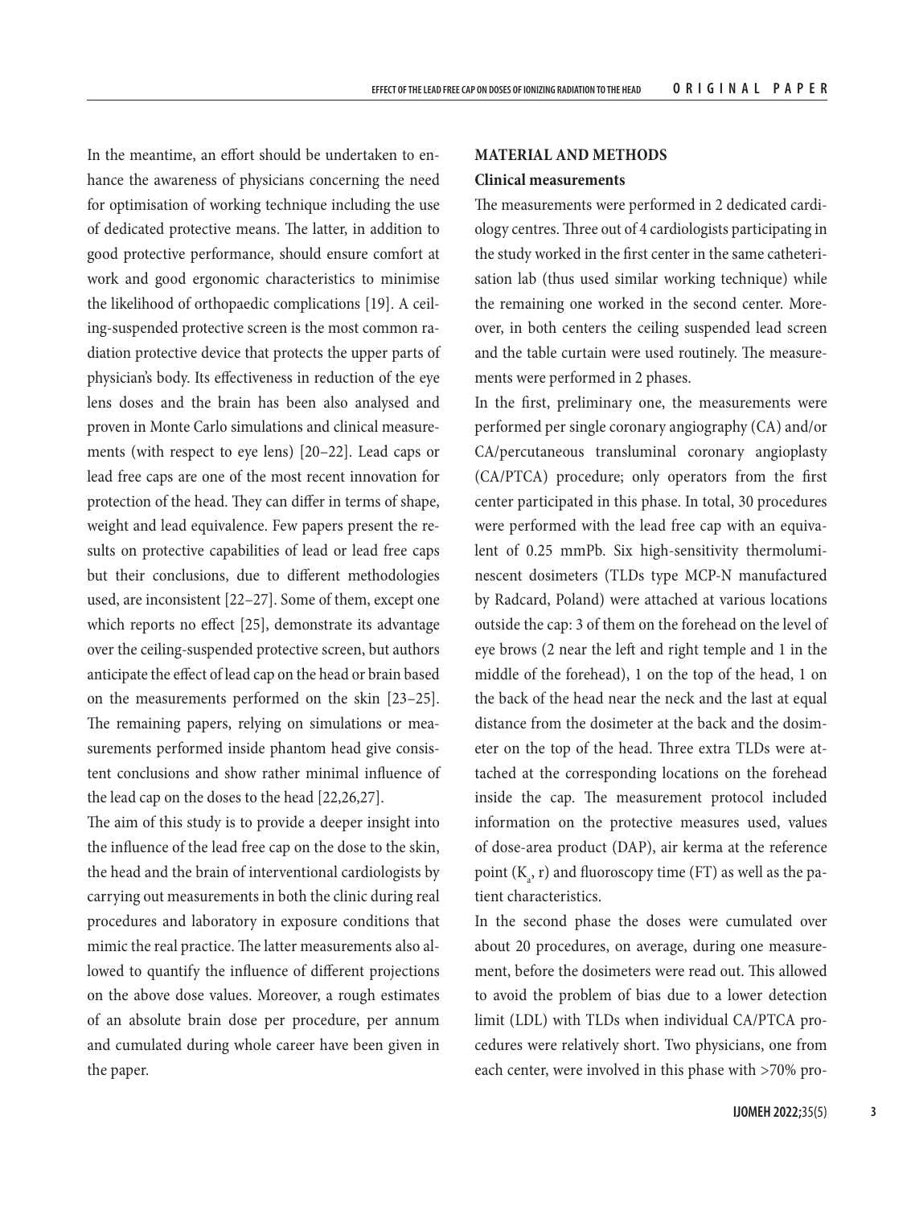In the meantime, an effort should be undertaken to enhance the awareness of physicians concerning the need for optimisation of working technique including the use of dedicated protective means. The latter, in addition to good protective performance, should ensure comfort at work and good ergonomic characteristics to minimise the likelihood of orthopaedic complications [19]. A ceiling-suspended protective screen is the most common radiation protective device that protects the upper parts of physician's body. Its effectiveness in reduction of the eye lens doses and the brain has been also analysed and proven in Monte Carlo simulations and clinical measurements (with respect to eye lens) [20–22]. Lead caps or lead free caps are one of the most recent innovation for protection of the head. They can differ in terms of shape, weight and lead equivalence. Few papers present the results on protective capabilities of lead or lead free caps but their conclusions, due to different methodologies used, are inconsistent [22–27]. Some of them, except one which reports no effect [25], demonstrate its advantage over the ceiling-suspended protective screen, but authors anticipate the effect of lead cap on the head or brain based on the measurements performed on the skin [23–25]. The remaining papers, relying on simulations or measurements performed inside phantom head give consistent conclusions and show rather minimal influence of the lead cap on the doses to the head [22,26,27].

The aim of this study is to provide a deeper insight into the influence of the lead free cap on the dose to the skin, the head and the brain of interventional cardiologists by carrying out measurements in both the clinic during real procedures and laboratory in exposure conditions that mimic the real practice. The latter measurements also allowed to quantify the influence of different projections on the above dose values. Moreover, a rough estimates of an absolute brain dose per procedure, per annum and cumulated during whole career have been given in the paper.

## MATERIAL AND METHODS

### Clinical measurements

The measurements were performed in 2 dedicated cardiology centres. Three out of 4 cardiologists participating in the study worked in the first center in the same catheterisation lab (thus used similar working technique) while the remaining one worked in the second center. Moreover, in both centers the ceiling suspended lead screen and the table curtain were used routinely. The measurements were performed in 2 phases.

In the first, preliminary one, the measurements were performed per single coronary angiography (CA) and/or CA/percutaneous transluminal coronary angioplasty (CA/PTCA) procedure; only operators from the first center participated in this phase. In total, 30 procedures were performed with the lead free cap with an equivalent of 0.25 mmPb. Six high-sensitivity thermoluminescent dosimeters (TLDs type MCP-N manufactured by Radcard, Poland) were attached at various locations outside the cap: 3 of them on the forehead on the level of eye brows (2 near the left and right temple and 1 in the middle of the forehead), 1 on the top of the head, 1 on the back of the head near the neck and the last at equal distance from the dosimeter at the back and the dosimeter on the top of the head. Three extra TLDs were attached at the corresponding locations on the forehead inside the cap. The measurement protocol included information on the protective measures used, values of dose-area product (DAP), air kerma at the reference point ($K_a$, r) and fluoroscopy time (FT) as well as the patient characteristics.

In the second phase the doses were cumulated over about 20 procedures, on average, during one measurement, before the dosimeters were read out. This allowed to avoid the problem of bias due to a lower detection limit (LDL) with TLDs when individual CA/PTCA procedures were relatively short. Two physicians, one from each center, were involved in this phase with >70% pro-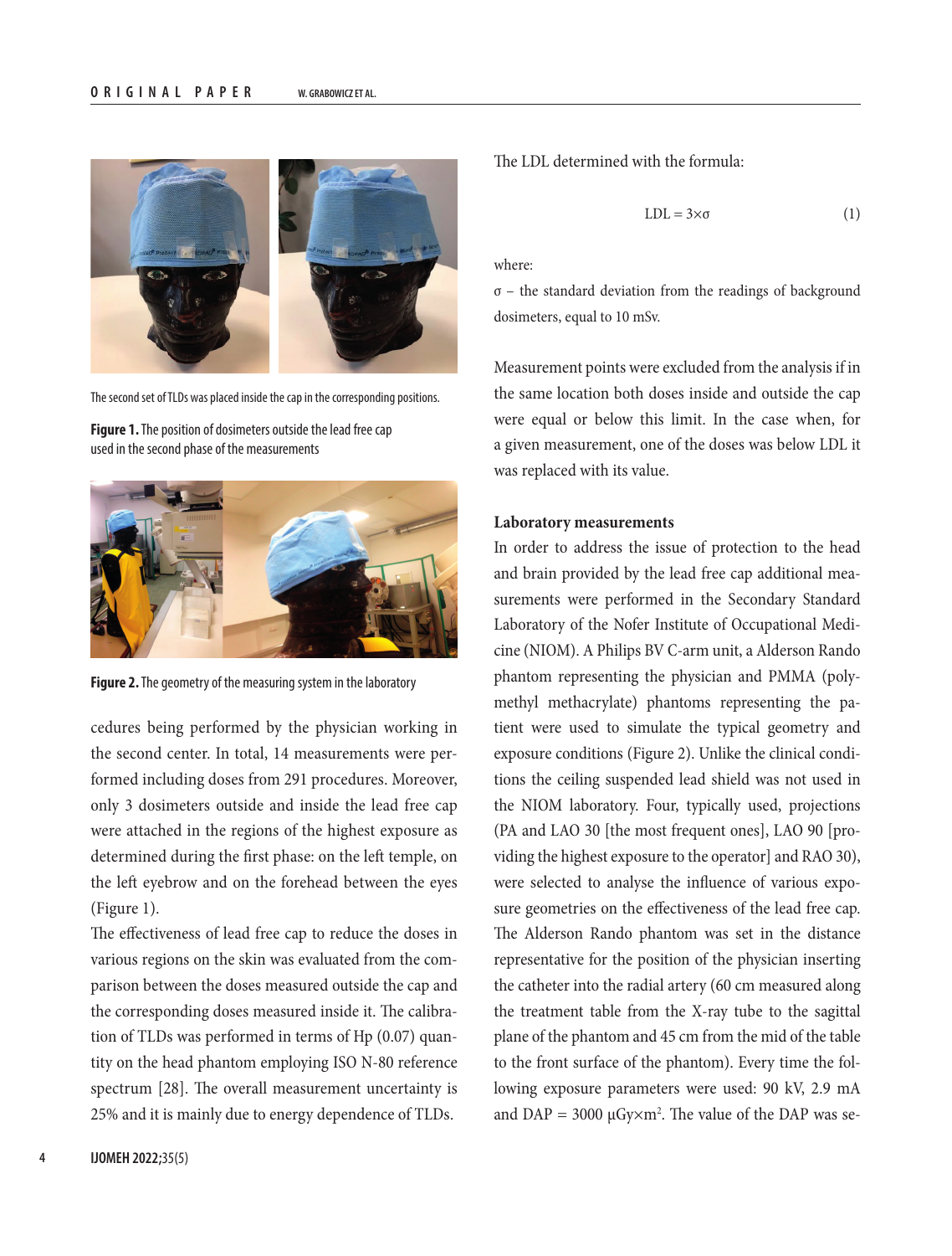The second set of TLDs was placed inside the cap in the corresponding positions.

**Figure 1.** The position of dosimeters outside the lead free cap used in the second phase of the measurements

**Figure 2.** The geometry of the measuring system in the laboratory

cedures being performed by the physician working in the second center. In total, 14 measurements were performed including doses from 291 procedures. Moreover, only 3 dosimeters outside and inside the lead free cap were attached in the regions of the highest exposure as determined during the first phase: on the left temple, on the left eyebrow and on the forehead between the eyes (Figure 1).

The effectiveness of lead free cap to reduce the doses in various regions on the skin was evaluated from the comparison between the doses measured outside the cap and the corresponding doses measured inside it. The calibration of TLDs was performed in terms of Hp (0.07) quantity on the head phantom employing ISO N-80 reference spectrum [28]. The overall measurement uncertainty is 25% and it is mainly due to energy dependence of TLDs.

The LDL determined with the formula:

$$\mathrm{LDL} = 3 \times \sigma \tag{1}$$

where:

$\sigma$ – the standard deviation from the readings of background dosimeters, equal to 10 mSv.

Measurement points were excluded from the analysis if in the same location both doses inside and outside the cap were equal or below this limit. In the case when, for a given measurement, one of the doses was below LDL it was replaced with its value.

**Laboratory measurements**

In order to address the issue of protection to the head and brain provided by the lead free cap additional measurements were performed in the Secondary Standard Laboratory of the Nofer Institute of Occupational Medicine (NIOM). A Philips BV C-arm unit, a Alderson Rando phantom representing the physician and PMMA (polymethyl methacrylate) phantoms representing the patient were used to simulate the typical geometry and exposure conditions (Figure 2). Unlike the clinical conditions the ceiling suspended lead shield was not used in the NIOM laboratory. Four, typically used, projections (PA and LAO 30 [the most frequent ones], LAO 90 [providing the highest exposure to the operator] and RAO 30), were selected to analyse the influence of various exposure geometries on the effectiveness of the lead free cap. The Alderson Rando phantom was set in the distance representative for the position of the physician inserting the catheter into the radial artery (60 cm measured along the treatment table from the X-ray tube to the sagittal plane of the phantom and 45 cm from the mid of the table to the front surface of the phantom). Every time the following exposure parameters were used: 90 kV, 2.9 mA and DAP = 3000 $\mu Gy \times m^2$. The value of the DAP was se-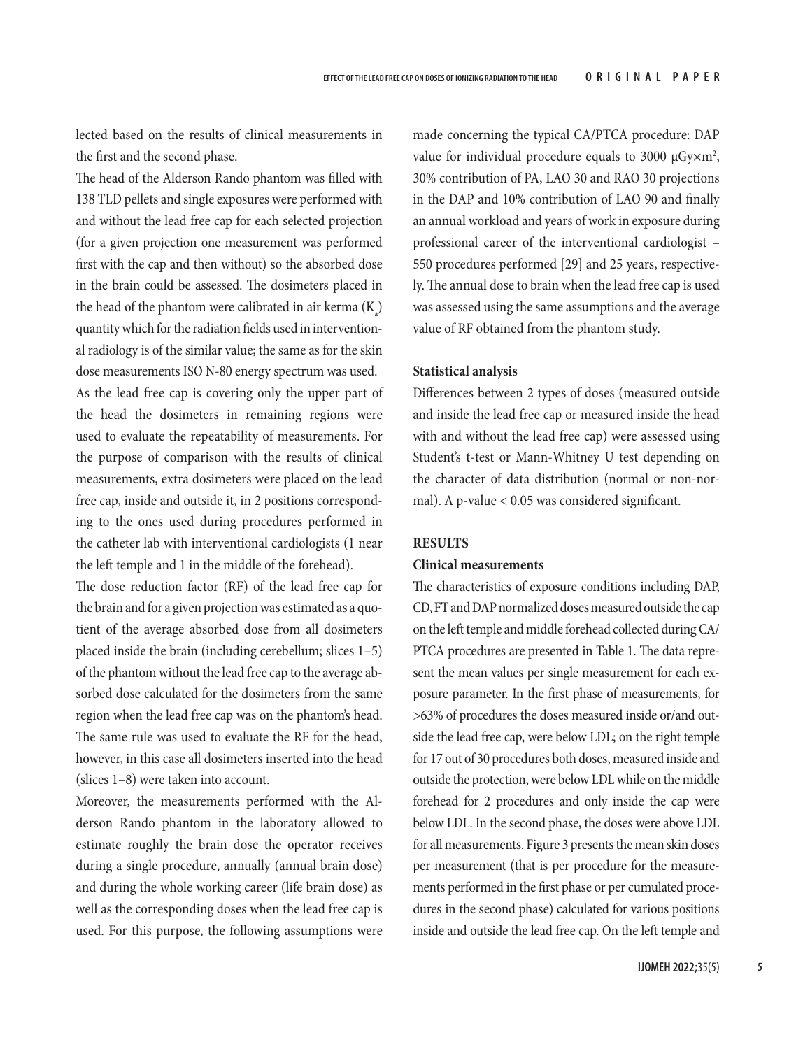lected based on the results of clinical measurements in the first and the second phase.

The head of the Alderson Rando phantom was filled with 138 TLD pellets and single exposures were performed with and without the lead free cap for each selected projection (for a given projection one measurement was performed first with the cap and then without) so the absorbed dose in the brain could be assessed. The dosimeters placed in the head of the phantom were calibrated in air kerma ($K_a$) quantity which for the radiation fields used in interventional radiology is of the similar value; the same as for the skin dose measurements ISO N-80 energy spectrum was used.

As the lead free cap is covering only the upper part of the head the dosimeters in remaining regions were used to evaluate the repeatability of measurements. For the purpose of comparison with the results of clinical measurements, extra dosimeters were placed on the lead free cap, inside and outside it, in 2 positions corresponding to the ones used during procedures performed in the catheter lab with interventional cardiologists (1 near the left temple and 1 in the middle of the forehead).

The dose reduction factor (RF) of the lead free cap for the brain and for a given projection was estimated as a quotient of the average absorbed dose from all dosimeters placed inside the brain (including cerebellum; slices 1–5) of the phantom without the lead free cap to the average absorbed dose calculated for the dosimeters from the same region when the lead free cap was on the phantom's head. The same rule was used to evaluate the RF for the head, however, in this case all dosimeters inserted into the head (slices 1–8) were taken into account.

Moreover, the measurements performed with the Alderson Rando phantom in the laboratory allowed to estimate roughly the brain dose the operator receives during a single procedure, annually (annual brain dose) and during the whole working career (life brain dose) as well as the corresponding doses when the lead free cap is used. For this purpose, the following assumptions were made concerning the typical CA/PTCA procedure: DAP value for individual procedure equals to 3000 $\mu Gy \times m^2$, 30% contribution of PA, LAO 30 and RAO 30 projections in the DAP and 10% contribution of LAO 90 and finally an annual workload and years of work in exposure during professional career of the interventional cardiologist – 550 procedures performed [29] and 25 years, respectively. The annual dose to brain when the lead free cap is used was assessed using the same assumptions and the average value of RF obtained from the phantom study.

### Statistical analysis

Differences between 2 types of doses (measured outside and inside the lead free cap or measured inside the head with and without the lead free cap) were assessed using Student's t-test or Mann-Whitney U test depending on the character of data distribution (normal or non-normal). A $p\text{-value} < 0.05$ was considered significant.

## RESULTS

### Clinical measurements

The characteristics of exposure conditions including DAP, CD, FT and DAP normalized doses measured outside the cap on the left temple and middle forehead collected during CA/PTCA procedures are presented in Table 1. The data represent the mean values per single measurement for each exposure parameter. In the first phase of measurements, for >63% of procedures the doses measured inside or/and outside the lead free cap, were below LDL; on the right temple for 17 out of 30 procedures both doses, measured inside and outside the protection, were below LDL while on the middle forehead for 2 procedures and only inside the cap were below LDL. In the second phase, the doses were above LDL for all measurements. Figure 3 presents the mean skin doses per measurement (that is per procedure for the measurements performed in the first phase or per cumulated procedures in the second phase) calculated for various positions inside and outside the lead free cap. On the left temple and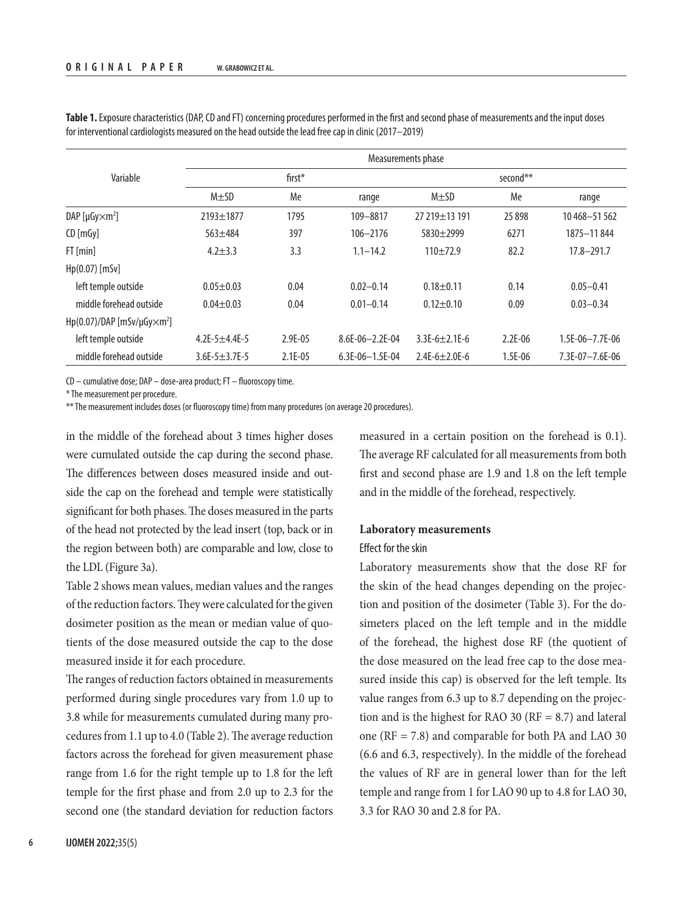**Table 1.** Exposure characteristics (DAP, CD and FT) concerning procedures performed in the first and second phase of measurements and the input doses for interventional cardiologists measured on the head outside the lead free cap in clinic (2017–2019)

| Variable | Measurements phase | | | | | |
|---|---|---|---|---|---|---|
| | first* | | | second** | | |
| | M±SD | Me | range | M±SD | Me | range |
| DAP [μGy×m²] | 2193±1877 | 1795 | 109–8817 | 27 219±13 191 | 25 898 | 10 468–51 562 |
| CD [mGy] | 563±484 | 397 | 106–2176 | 5830±2999 | 6271 | 1875–11 844 |
| FT [min] | 4.2±3.3 | 3.3 | 1.1–14.2 | 110±72.9 | 82.2 | 17.8–291.7 |
| Hp(0.07) [mSv] | | | | | | |
| left temple outside | 0.05±0.03 | 0.04 | 0.02–0.14 | 0.18±0.11 | 0.14 | 0.05–0.41 |
| middle forehead outside | 0.04±0.03 | 0.04 | 0.01–0.14 | 0.12±0.10 | 0.09 | 0.03–0.34 |
| Hp(0.07)/DAP [mSv/μGy×m²] | | | | | | |
| left temple outside | 4.2E-5±4.4E-5 | 2.9E-05 | 8.6E-06–2.2E-04 | 3.3E-6±2.1E-6 | 2.2E-06 | 1.5E-06–7.7E-06 |
| middle forehead outside | 3.6E-5±3.7E-5 | 2.1E-05 | 6.3E-06–1.5E-04 | 2.4E-6±2.0E-6 | 1.5E-06 | 7.3E-07–7.6E-06 |

CD – cumulative dose; DAP – dose-area product; FT – fluoroscopy time.

\* The measurement per procedure.

\*\* The measurement includes doses (or fluoroscopy time) from many procedures (on average 20 procedures).

in the middle of the forehead about 3 times higher doses were cumulated outside the cap during the second phase. The differences between doses measured inside and outside the cap on the forehead and temple were statistically significant for both phases. The doses measured in the parts of the head not protected by the lead insert (top, back or in the region between both) are comparable and low, close to the LDL (Figure 3a).

Table 2 shows mean values, median values and the ranges of the reduction factors. They were calculated for the given dosimeter position as the mean or median value of quotients of the dose measured outside the cap to the dose measured inside it for each procedure.

The ranges of reduction factors obtained in measurements performed during single procedures vary from 1.0 up to 3.8 while for measurements cumulated during many procedures from 1.1 up to 4.0 (Table 2). The average reduction factors across the forehead for given measurement phase range from 1.6 for the right temple up to 1.8 for the left temple for the first phase and from 2.0 up to 2.3 for the second one (the standard deviation for reduction factors measured in a certain position on the forehead is 0.1). The average RF calculated for all measurements from both first and second phase are 1.9 and 1.8 on the left temple and in the middle of the forehead, respectively.

## Laboratory measurements

### Effect for the skin

Laboratory measurements show that the dose RF for the skin of the head changes depending on the projection and position of the dosimeter (Table 3). For the dosimeters placed on the left temple and in the middle of the forehead, the highest dose RF (the quotient of the dose measured on the lead free cap to the dose measured inside this cap) is observed for the left temple. Its value ranges from 6.3 up to 8.7 depending on the projection and is the highest for RAO 30 (RF = 8.7) and lateral one (RF = 7.8) and comparable for both PA and LAO 30 (6.6 and 6.3, respectively). In the middle of the forehead the values of RF are in general lower than for the left temple and range from 1 for LAO 90 up to 4.8 for LAO 30, 3.3 for RAO 30 and 2.8 for PA.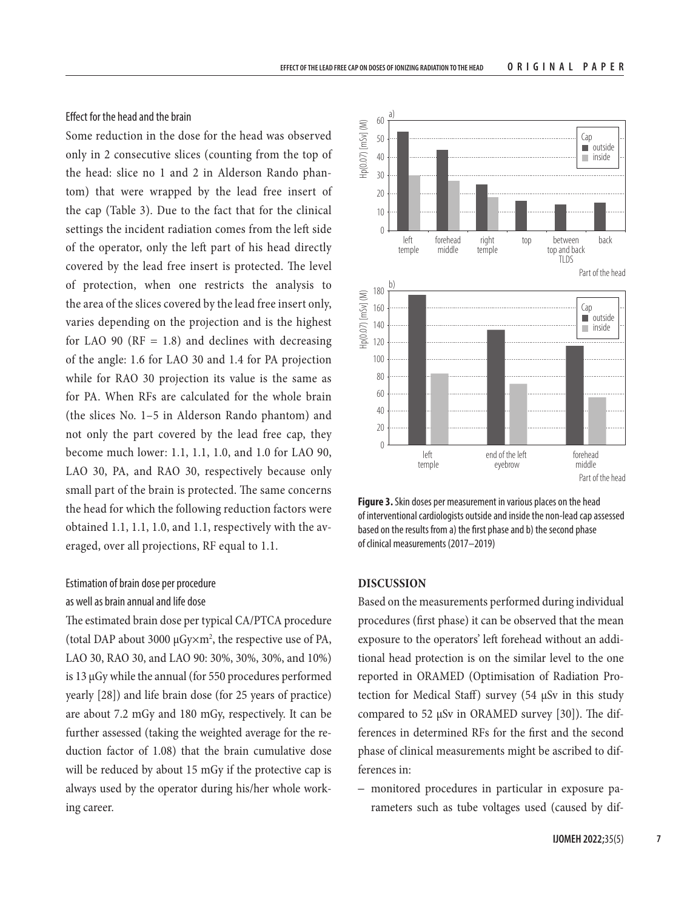### Effect for the head and the brain

Some reduction in the dose for the head was observed only in 2 consecutive slices (counting from the top of the head: slice no 1 and 2 in Alderson Rando phantom) that were wrapped by the lead free insert of the cap (Table 3). Due to the fact that for the clinical settings the incident radiation comes from the left side of the operator, only the left part of his head directly covered by the lead free insert is protected. The level of protection, when one restricts the analysis to the area of the slices covered by the lead free insert only, varies depending on the projection and is the highest for LAO 90 (RF = 1.8) and declines with decreasing of the angle: 1.6 for LAO 30 and 1.4 for PA projection while for RAO 30 projection its value is the same as for PA. When RFs are calculated for the whole brain (the slices No. 1–5 in Alderson Rando phantom) and not only the part covered by the lead free cap, they become much lower: 1.1, 1.1, 1.0, and 1.0 for LAO 90, LAO 30, PA, and RAO 30, respectively because only small part of the brain is protected. The same concerns the head for which the following reduction factors were obtained 1.1, 1.1, 1.0, and 1.1, respectively with the averaged, over all projections, RF equal to 1.1.

### Estimation of brain dose per procedure as well as brain annual and life dose

The estimated brain dose per typical CA/PTCA procedure (total DAP about 3000 $\mu Gy \times m^2$, the respective use of PA, LAO 30, RAO 30, and LAO 90: 30%, 30%, 30%, and 10%) is 13 µGy while the annual (for 550 procedures performed yearly [28]) and life brain dose (for 25 years of practice) are about 7.2 mGy and 180 mGy, respectively. It can be further assessed (taking the weighted average for the reduction factor of 1.08) that the brain cumulative dose will be reduced by about 15 mGy if the protective cap is always used by the operator during his/her whole working career.

**Figure 3.** Skin doses per measurement in various places on the head of interventional cardiologists outside and inside the non-lead cap assessed based on the results from a) the first phase and b) the second phase of clinical measurements (2017–2019)

## DISCUSSION

Based on the measurements performed during individual procedures (first phase) it can be observed that the mean exposure to the operators' left forehead without an additional head protection is on the similar level to the one reported in ORAMED (Optimisation of Radiation Protection for Medical Staff) survey (54 µSv in this study compared to 52 µSv in ORAMED survey [30]). The differences in determined RFs for the first and the second phase of clinical measurements might be ascribed to differences in:

– monitored procedures in particular in exposure parameters such as tube voltages used (caused by dif-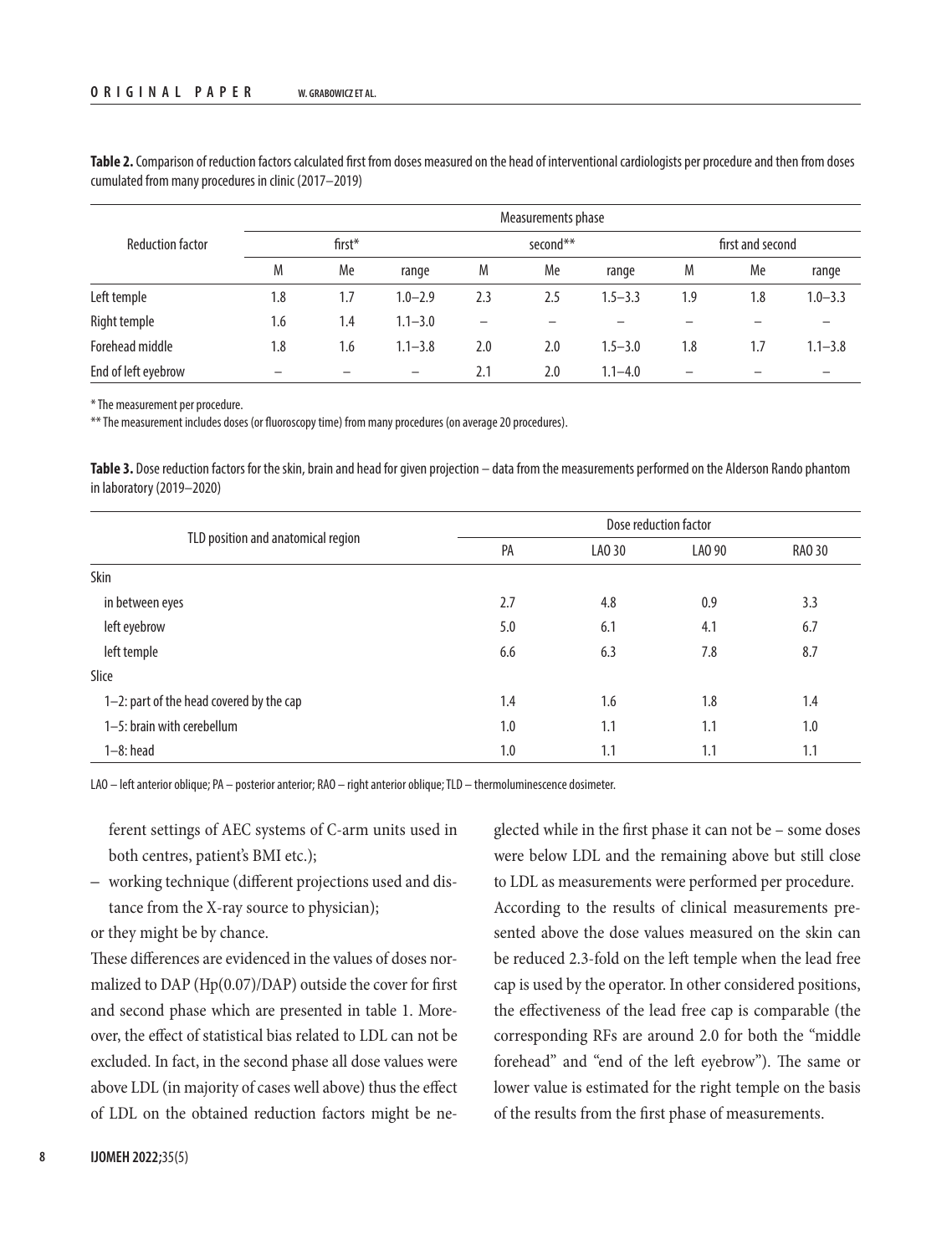**Table 2.** Comparison of reduction factors calculated first from doses measured on the head of interventional cardiologists per procedure and then from doses cumulated from many procedures in clinic (2017–2019)

| Reduction factor | Measurements phase | | | | | | | | |
|---|---|---|---|---|---|---|---|---|---|
| | first* | | | second** | | | first and second | | |
| | M | Me | range | M | Me | range | M | Me | range |
| Left temple | 1.8 | 1.7 | 1.0–2.9 | 2.3 | 2.5 | 1.5–3.3 | 1.9 | 1.8 | 1.0–3.3 |
| Right temple | 1.6 | 1.4 | 1.1–3.0 | – | – | – | – | – | – |
| Forehead middle | 1.8 | 1.6 | 1.1–3.8 | 2.0 | 2.0 | 1.5–3.0 | 1.8 | 1.7 | 1.1–3.8 |
| End of left eyebrow | – | – | – | 2.1 | 2.0 | 1.1–4.0 | – | – | – |

\* The measurement per procedure.

\*\* The measurement includes doses (or fluoroscopy time) from many procedures (on average 20 procedures).

**Table 3.** Dose reduction factors for the skin, brain and head for given projection – data from the measurements performed on the Alderson Rando phantom in laboratory (2019–2020)

| TLD position and anatomical region | Dose reduction factor | | | |
|---|---|---|---|---|
| | PA | LAO 30 | LAO 90 | RAO 30 |
| Skin | | | | |
| in between eyes | 2.7 | 4.8 | 0.9 | 3.3 |
| left eyebrow | 5.0 | 6.1 | 4.1 | 6.7 |
| left temple | 6.6 | 6.3 | 7.8 | 8.7 |
| Slice | | | | |
| 1–2: part of the head covered by the cap | 1.4 | 1.6 | 1.8 | 1.4 |
| 1–5: brain with cerebellum | 1.0 | 1.1 | 1.1 | 1.0 |
| 1–8: head | 1.0 | 1.1 | 1.1 | 1.1 |

LAO – left anterior oblique; PA – posterior anterior; RAO – right anterior oblique; TLD – thermoluminescence dosimeter.

ferent settings of AEC systems of C-arm units used in both centres, patient's BMI etc.);

– working technique (different projections used and distance from the X-ray source to physician);

or they might be by chance.

These differences are evidenced in the values of doses normalized to DAP (Hp(0.07)/DAP) outside the cover for first and second phase which are presented in table 1. Moreover, the effect of statistical bias related to LDL can not be excluded. In fact, in the second phase all dose values were above LDL (in majority of cases well above) thus the effect of LDL on the obtained reduction factors might be neglected while in the first phase it can not be – some doses were below LDL and the remaining above but still close to LDL as measurements were performed per procedure.

According to the results of clinical measurements presented above the dose values measured on the skin can be reduced 2.3-fold on the left temple when the lead free cap is used by the operator. In other considered positions, the effectiveness of the lead free cap is comparable (the corresponding RFs are around 2.0 for both the "middle forehead" and "end of the left eyebrow"). The same or lower value is estimated for the right temple on the basis of the results from the first phase of measurements.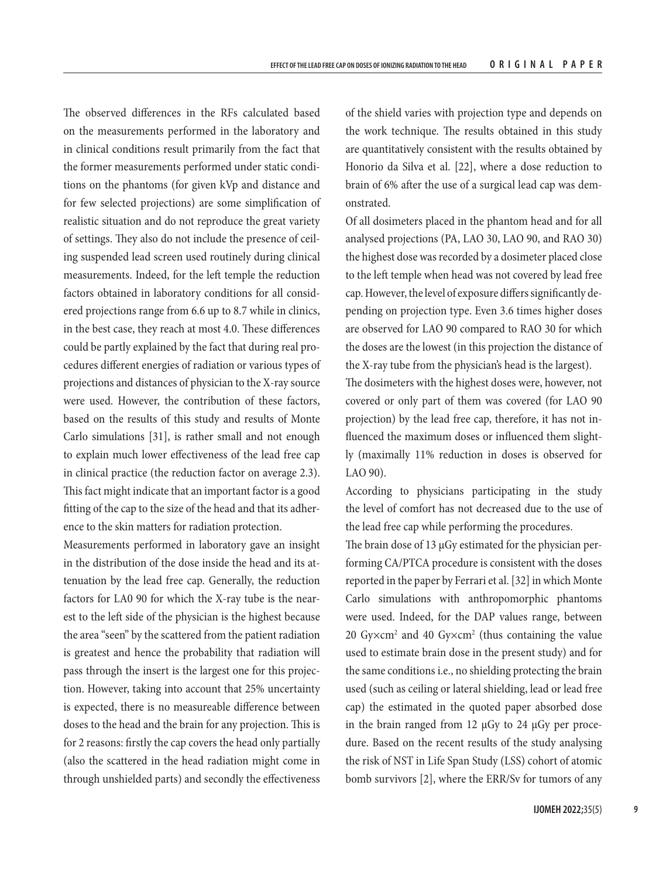The observed differences in the RFs calculated based on the measurements performed in the laboratory and in clinical conditions result primarily from the fact that the former measurements performed under static conditions on the phantoms (for given kVp and distance and for few selected projections) are some simplification of realistic situation and do not reproduce the great variety of settings. They also do not include the presence of ceiling suspended lead screen used routinely during clinical measurements. Indeed, for the left temple the reduction factors obtained in laboratory conditions for all considered projections range from 6.6 up to 8.7 while in clinics, in the best case, they reach at most 4.0. These differences could be partly explained by the fact that during real procedures different energies of radiation or various types of projections and distances of physician to the X-ray source were used. However, the contribution of these factors, based on the results of this study and results of Monte Carlo simulations [31], is rather small and not enough to explain much lower effectiveness of the lead free cap in clinical practice (the reduction factor on average 2.3). This fact might indicate that an important factor is a good fitting of the cap to the size of the head and that its adherence to the skin matters for radiation protection.

Measurements performed in laboratory gave an insight in the distribution of the dose inside the head and its attenuation by the lead free cap. Generally, the reduction factors for LA0 90 for which the X-ray tube is the nearest to the left side of the physician is the highest because the area "seen" by the scattered from the patient radiation is greatest and hence the probability that radiation will pass through the insert is the largest one for this projection. However, taking into account that 25% uncertainty is expected, there is no measureable difference between doses to the head and the brain for any projection. This is for 2 reasons: firstly the cap covers the head only partially (also the scattered in the head radiation might come in through unshielded parts) and secondly the effectiveness of the shield varies with projection type and depends on the work technique. The results obtained in this study are quantitatively consistent with the results obtained by Honorio da Silva et al. [22], where a dose reduction to brain of 6% after the use of a surgical lead cap was demonstrated.

Of all dosimeters placed in the phantom head and for all analysed projections (PA, LAO 30, LAO 90, and RAO 30) the highest dose was recorded by a dosimeter placed close to the left temple when head was not covered by lead free cap. However, the level of exposure differs significantly depending on projection type. Even 3.6 times higher doses are observed for LAO 90 compared to RAO 30 for which the doses are the lowest (in this projection the distance of the X-ray tube from the physician's head is the largest).

The dosimeters with the highest doses were, however, not covered or only part of them was covered (for LAO 90 projection) by the lead free cap, therefore, it has not influenced the maximum doses or influenced them slightly (maximally 11% reduction in doses is observed for LAO 90).

According to physicians participating in the study the level of comfort has not decreased due to the use of the lead free cap while performing the procedures.

The brain dose of 13 μGy estimated for the physician performing CA/PTCA procedure is consistent with the doses reported in the paper by Ferrari et al. [32] in which Monte Carlo simulations with anthropomorphic phantoms were used. Indeed, for the DAP values range, between 20 Gy×cm$^2$ and 40 Gy×cm$^2$ (thus containing the value used to estimate brain dose in the present study) and for the same conditions i.e., no shielding protecting the brain used (such as ceiling or lateral shielding, lead or lead free cap) the estimated in the quoted paper absorbed dose in the brain ranged from 12 μGy to 24 μGy per procedure. Based on the recent results of the study analysing the risk of NST in Life Span Study (LSS) cohort of atomic bomb survivors [2], where the ERR/Sv for tumors of any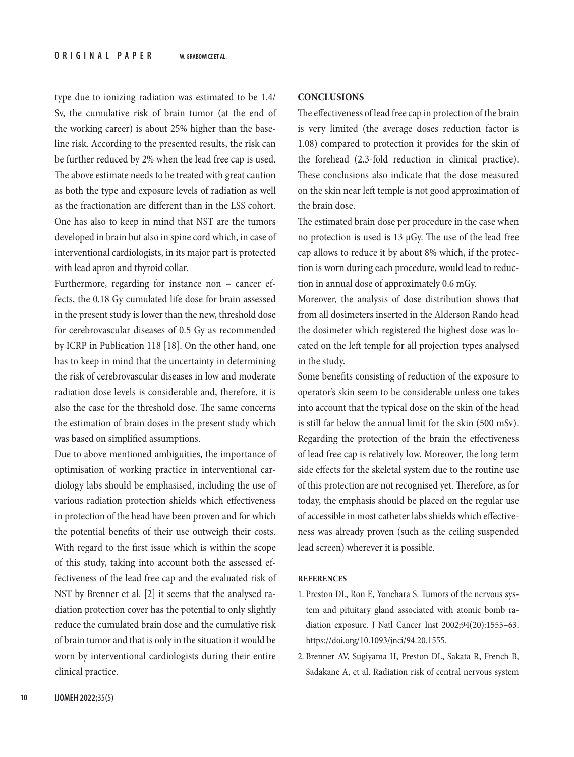type due to ionizing radiation was estimated to be 1.4/Sv, the cumulative risk of brain tumor (at the end of the working career) is about 25% higher than the baseline risk. According to the presented results, the risk can be further reduced by 2% when the lead free cap is used. The above estimate needs to be treated with great caution as both the type and exposure levels of radiation as well as the fractionation are different than in the LSS cohort. One has also to keep in mind that NST are the tumors developed in brain but also in spine cord which, in case of interventional cardiologists, in its major part is protected with lead apron and thyroid collar.

Furthermore, regarding for instance non – cancer effects, the 0.18 Gy cumulated life dose for brain assessed in the present study is lower than the new, threshold dose for cerebrovascular diseases of 0.5 Gy as recommended by ICRP in Publication 118 [18]. On the other hand, one has to keep in mind that the uncertainty in determining the risk of cerebrovascular diseases in low and moderate radiation dose levels is considerable and, therefore, it is also the case for the threshold dose. The same concerns the estimation of brain doses in the present study which was based on simplified assumptions.

Due to above mentioned ambiguities, the importance of optimisation of working practice in interventional cardiology labs should be emphasised, including the use of various radiation protection shields which effectiveness in protection of the head have been proven and for which the potential benefits of their use outweigh their costs. With regard to the first issue which is within the scope of this study, taking into account both the assessed effectiveness of the lead free cap and the evaluated risk of NST by Brenner et al. [2] it seems that the analysed radiation protection cover has the potential to only slightly reduce the cumulated brain dose and the cumulative risk of brain tumor and that is only in the situation it would be worn by interventional cardiologists during their entire clinical practice.

## CONCLUSIONS

The effectiveness of lead free cap in protection of the brain is very limited (the average doses reduction factor is 1.08) compared to protection it provides for the skin of the forehead (2.3-fold reduction in clinical practice). These conclusions also indicate that the dose measured on the skin near left temple is not good approximation of the brain dose.

The estimated brain dose per procedure in the case when no protection is used is 13 μGy. The use of the lead free cap allows to reduce it by about 8% which, if the protection is worn during each procedure, would lead to reduction in annual dose of approximately 0.6 mGy.

Moreover, the analysis of dose distribution shows that from all dosimeters inserted in the Alderson Rando head the dosimeter which registered the highest dose was located on the left temple for all projection types analysed in the study.

Some benefits consisting of reduction of the exposure to operator's skin seem to be considerable unless one takes into account that the typical dose on the skin of the head is still far below the annual limit for the skin (500 mSv). Regarding the protection of the brain the effectiveness of lead free cap is relatively low. Moreover, the long term side effects for the skeletal system due to the routine use of this protection are not recognised yet. Therefore, as for today, the emphasis should be placed on the regular use of accessible in most catheter labs shields which effectiveness was already proven (such as the ceiling suspended lead screen) wherever it is possible.

## REFERENCES

1. Preston DL, Ron E, Yonehara S. Tumors of the nervous system and pituitary gland associated with atomic bomb radiation exposure. J Natl Cancer Inst 2002;94(20):1555–63. https://doi.org/10.1093/jnci/94.20.1555.
2. Brenner AV, Sugiyama H, Preston DL, Sakata R, French B, Sadakane A, et al. Radiation risk of central nervous system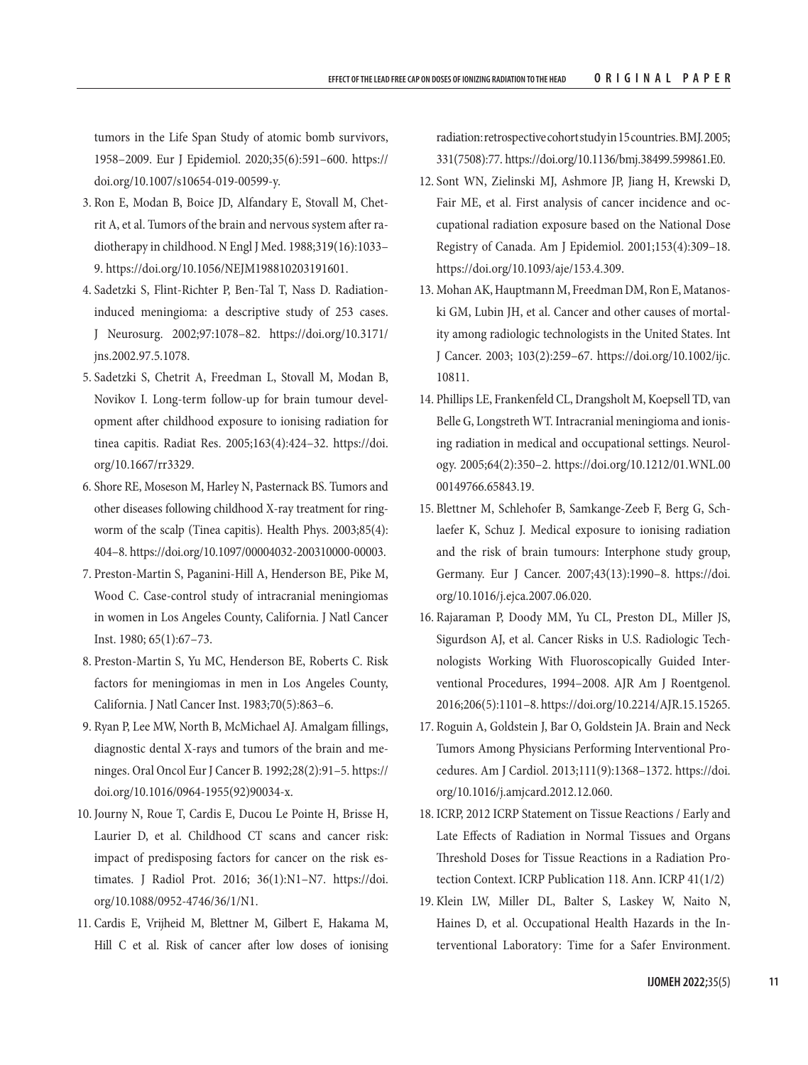tumors in the Life Span Study of atomic bomb survivors, 1958–2009. Eur J Epidemiol. 2020;35(6):591–600. https://doi.org/10.1007/s10654-019-00599-y.

3. Ron E, Modan B, Boice JD, Alfandary E, Stovall M, Chetrit A, et al. Tumors of the brain and nervous system after radiotherapy in childhood. N Engl J Med. 1988;319(16):1033–9. https://doi.org/10.1056/NEJM198810203191601.
4. Sadetzki S, Flint-Richter P, Ben-Tal T, Nass D. Radiation-induced meningioma: a descriptive study of 253 cases. J Neurosurg. 2002;97:1078–82. https://doi.org/10.3171/jns.2002.97.5.1078.
5. Sadetzki S, Chetrit A, Freedman L, Stovall M, Modan B, Novikov I. Long-term follow-up for brain tumour development after childhood exposure to ionising radiation for tinea capitis. Radiat Res. 2005;163(4):424–32. https://doi.org/10.1667/rr3329.
6. Shore RE, Moseson M, Harley N, Pasternack BS. Tumors and other diseases following childhood X-ray treatment for ringworm of the scalp (Tinea capitis). Health Phys. 2003;85(4): 404–8. https://doi.org/10.1097/00004032-200310000-00003.
7. Preston-Martin S, Paganini-Hill A, Henderson BE, Pike M, Wood C. Case-control study of intracranial meningiomas in women in Los Angeles County, California. J Natl Cancer Inst. 1980; 65(1):67–73.
8. Preston-Martin S, Yu MC, Henderson BE, Roberts C. Risk factors for meningiomas in men in Los Angeles County, California. J Natl Cancer Inst. 1983;70(5):863–6.
9. Ryan P, Lee MW, North B, McMichael AJ. Amalgam fillings, diagnostic dental X-rays and tumors of the brain and meninges. Oral Oncol Eur J Cancer B. 1992;28(2):91–5. https://doi.org/10.1016/0964-1955(92)90034-x.
10. Journy N, Roue T, Cardis E, Ducou Le Pointe H, Brisse H, Laurier D, et al. Childhood CT scans and cancer risk: impact of predisposing factors for cancer on the risk estimates. J Radiol Prot. 2016; 36(1):N1–N7. https://doi.org/10.1088/0952-4746/36/1/N1.
11. Cardis E, Vrijheid M, Blettner M, Gilbert E, Hakama M, Hill C et al. Risk of cancer after low doses of ionising radiation: retrospective cohort study in 15 countries. BMJ. 2005; 331(7508):77. https://doi.org/10.1136/bmj.38499.599861.E0.
12. Sont WN, Zielinski MJ, Ashmore JP, Jiang H, Krewski D, Fair ME, et al. First analysis of cancer incidence and occupational radiation exposure based on the National Dose Registry of Canada. Am J Epidemiol. 2001;153(4):309–18. https://doi.org/10.1093/aje/153.4.309.
13. Mohan AK, Hauptmann M, Freedman DM, Ron E, Matanoski GM, Lubin JH, et al. Cancer and other causes of mortality among radiologic technologists in the United States. Int J Cancer. 2003; 103(2):259–67. https://doi.org/10.1002/ijc.10811.
14. Phillips LE, Frankenfeld CL, Drangsholt M, Koepsell TD, van Belle G, Longstreth WT. Intracranial meningioma and ionising radiation in medical and occupational settings. Neurology. 2005;64(2):350–2. https://doi.org/10.1212/01.WNL.0000149766.65843.19.
15. Blettner M, Schlehofer B, Samkange-Zeeb F, Berg G, Schlaefer K, Schuz J. Medical exposure to ionising radiation and the risk of brain tumours: Interphone study group, Germany. Eur J Cancer. 2007;43(13):1990–8. https://doi.org/10.1016/j.ejca.2007.06.020.
16. Rajaraman P, Doody MM, Yu CL, Preston DL, Miller JS, Sigurdson AJ, et al. Cancer Risks in U.S. Radiologic Technologists Working With Fluoroscopically Guided Interventional Procedures, 1994–2008. AJR Am J Roentgenol. 2016;206(5):1101–8. https://doi.org/10.2214/AJR.15.15265.
17. Roguin A, Goldstein J, Bar O, Goldstein JA. Brain and Neck Tumors Among Physicians Performing Interventional Procedures. Am J Cardiol. 2013;111(9):1368–1372. https://doi.org/10.1016/j.amjcard.2012.12.060.
18. ICRP, 2012 ICRP Statement on Tissue Reactions / Early and Late Effects of Radiation in Normal Tissues and Organs Threshold Doses for Tissue Reactions in a Radiation Protection Context. ICRP Publication 118. Ann. ICRP 41(1/2)
19. Klein LW, Miller DL, Balter S, Laskey W, Naito N, Haines D, et al. Occupational Health Hazards in the Interventional Laboratory: Time for a Safer Environment.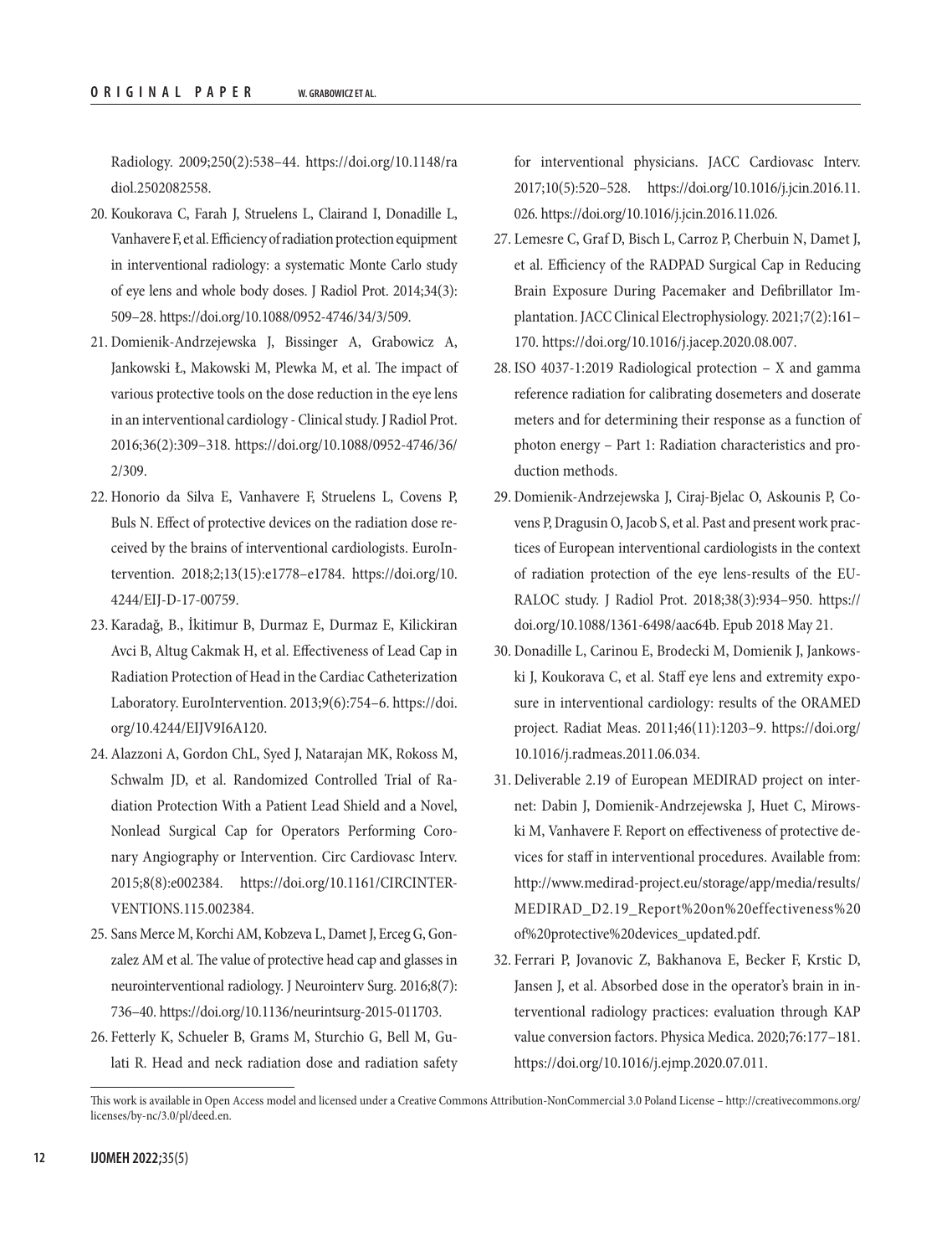Radiology. 2009;250(2):538–44. https://doi.org/10.1148/radiol.2502082558.

20. Koukorava C, Farah J, Struelens L, Clairand I, Donadille L, Vanhavere F, et al. Efficiency of radiation protection equipment in interventional radiology: a systematic Monte Carlo study of eye lens and whole body doses. J Radiol Prot. 2014;34(3): 509–28. https://doi.org/10.1088/0952-4746/34/3/509.
21. Domienik-Andrzejewska J, Bissinger A, Grabowicz A, Jankowski Ł, Makowski M, Plewka M, et al. The impact of various protective tools on the dose reduction in the eye lens in an interventional cardiology - Clinical study. J Radiol Prot. 2016;36(2):309–318. https://doi.org/10.1088/0952-4746/36/2/309.
22. Honorio da Silva E, Vanhavere F, Struelens L, Covens P, Buls N. Effect of protective devices on the radiation dose received by the brains of interventional cardiologists. EuroIntervention. 2018;2;13(15):e1778–e1784. https://doi.org/10.4244/EIJ-D-17-00759.
23. Karadağ, B., İkitimur B, Durmaz E, Durmaz E, Kilickiran Avci B, Altug Cakmak H, et al. Effectiveness of Lead Cap in Radiation Protection of Head in the Cardiac Catheterization Laboratory. EuroIntervention. 2013;9(6):754–6. https://doi.org/10.4244/EIJV9I6A120.
24. Alazzoni A, Gordon ChL, Syed J, Natarajan MK, Rokoss M, Schwalm JD, et al. Randomized Controlled Trial of Radiation Protection With a Patient Lead Shield and a Novel, Nonlead Surgical Cap for Operators Performing Coronary Angiography or Intervention. Circ Cardiovasc Interv. 2015;8(8):e002384. https://doi.org/10.1161/CIRCINTERVENTIONS.115.002384.
25. Sans Merce M, Korchi AM, Kobzeva L, Damet J, Erceg G, Gonzalez AM et al. The value of protective head cap and glasses in neurointerventional radiology. J Neurointerv Surg. 2016;8(7): 736–40. https://doi.org/10.1136/neurintsurg-2015-011703.
26. Fetterly K, Schueler B, Grams M, Sturchio G, Bell M, Gulati R. Head and neck radiation dose and radiation safety for interventional physicians. JACC Cardiovasc Interv. 2017;10(5):520–528. https://doi.org/10.1016/j.jcin.2016.11.026. https://doi.org/10.1016/j.jcin.2016.11.026.
27. Lemesre C, Graf D, Bisch L, Carroz P, Cherbuin N, Damet J, et al. Efficiency of the RADPAD Surgical Cap in Reducing Brain Exposure During Pacemaker and Defibrillator Implantation. JACC Clinical Electrophysiology. 2021;7(2):161–170. https://doi.org/10.1016/j.jacep.2020.08.007.
28. ISO 4037-1:2019 Radiological protection – X and gamma reference radiation for calibrating dosemeters and doserate meters and for determining their response as a function of photon energy – Part 1: Radiation characteristics and production methods.
29. Domienik-Andrzejewska J, Ciraj-Bjelac O, Askounis P, Covens P, Dragusin O, Jacob S, et al. Past and present work practices of European interventional cardiologists in the context of radiation protection of the eye lens-results of the EURALOC study. J Radiol Prot. 2018;38(3):934–950. https://doi.org/10.1088/1361-6498/aac64b. Epub 2018 May 21.
30. Donadille L, Carinou E, Brodecki M, Domienik J, Jankowski J, Koukorava C, et al. Staff eye lens and extremity exposure in interventional cardiology: results of the ORAMED project. Radiat Meas. 2011;46(11):1203–9. https://doi.org/10.1016/j.radmeas.2011.06.034.
31. Deliverable 2.19 of European MEDIRAD project on internet: Dabin J, Domienik-Andrzejewska J, Huet C, Mirowski M, Vanhavere F. Report on effectiveness of protective devices for staff in interventional procedures. Available from: http://www.medirad-project.eu/storage/app/media/results/MEDIRAD_D2.19_Report%20on%20effectiveness%20of%20protective%20devices_updated.pdf.
32. Ferrari P, Jovanovic Z, Bakhanova E, Becker F, Krstic D, Jansen J, et al. Absorbed dose in the operator's brain in interventional radiology practices: evaluation through KAP value conversion factors. Physica Medica. 2020;76:177–181. https://doi.org/10.1016/j.ejmp.2020.07.011.

This work is available in Open Access model and licensed under a Creative Commons Attribution-NonCommercial 3.0 Poland License – http://creativecommons.org/licenses/by-nc/3.0/pl/deed.en.